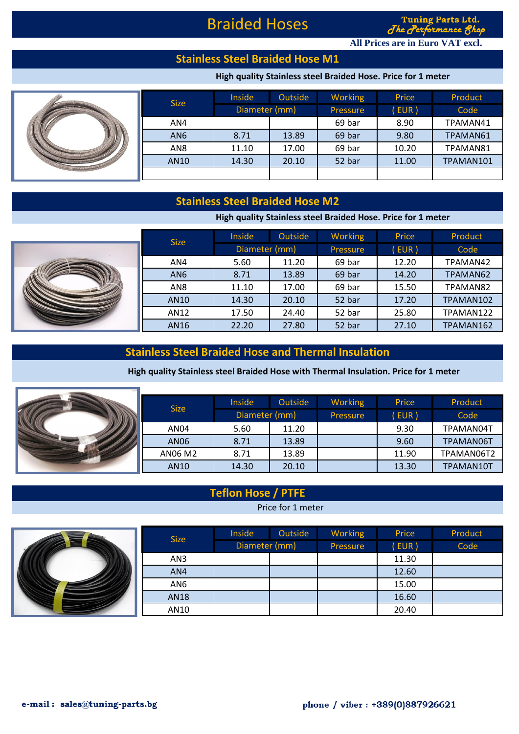# Braided Hoses

**Tuning Parts Ltd.**
*The Performance Shop*

**All Prices are in Euro VAT excl.**

## Stainless Steel Braided Hose M1

**High quality Stainless steel Braided Hose. Price for 1 meter**

| Size | Inside | Outside | Working | Price | Product |
|---|---|---|---|---|---|
| | Diameter (mm) | | Pressure | ( EUR ) | Code |
| AN4 | | | 69 bar | 8.90 | TPAMAN41 |
| AN6 | 8.71 | 13.89 | 69 bar | 9.80 | TPAMAN61 |
| AN8 | 11.10 | 17.00 | 69 bar | 10.20 | TPAMAN81 |
| AN10 | 14.30 | 20.10 | 52 bar | 11.00 | TPAMAN101 |
| | | | | | |

## Stainless Steel Braided Hose M2

**High quality Stainless steel Braided Hose. Price for 1 meter**

| Size | Inside | Outside | Working | Price | Product |
|---|---|---|---|---|---|
| | Diameter (mm) | | Pressure | ( EUR ) | Code |
| AN4 | 5.60 | 11.20 | 69 bar | 12.20 | TPAMAN42 |
| AN6 | 8.71 | 13.89 | 69 bar | 14.20 | TPAMAN62 |
| AN8 | 11.10 | 17.00 | 69 bar | 15.50 | TPAMAN82 |
| AN10 | 14.30 | 20.10 | 52 bar | 17.20 | TPAMAN102 |
| AN12 | 17.50 | 24.40 | 52 bar | 25.80 | TPAMAN122 |
| AN16 | 22.20 | 27.80 | 52 bar | 27.10 | TPAMAN162 |

## Stainless Steel Braided Hose and Thermal Insulation

**High quality Stainless steel Braided Hose with Thermal Insulation. Price for 1 meter**

| Size | Inside | Outside | Working | Price | Product |
|---|---|---|---|---|---|
| | Diameter (mm) | | Pressure | ( EUR ) | Code |
| AN04 | 5.60 | 11.20 | | 9.30 | TPAMAN04T |
| AN06 | 8.71 | 13.89 | | 9.60 | TPAMAN06T |
| AN06 M2 | 8.71 | 13.89 | | 11.90 | TPAMAN06T2 |
| AN10 | 14.30 | 20.10 | | 13.30 | TPAMAN10T |

## Teflon Hose / PTFE

Price for 1 meter

| Size | Inside | Outside | Working | Price | Product |
|---|---|---|---|---|---|
| | Diameter (mm) | | Pressure | ( EUR ) | Code |
| AN3 | | | | 11.30 | |
| AN4 | | | | 12.60 | |
| AN6 | | | | 15.00 | |
| AN18 | | | | 16.60 | |
| AN10 | | | | 20.40 | |

**e-mail : sales@tuning-parts.bg**

**phone / viber : +389(0)887926621**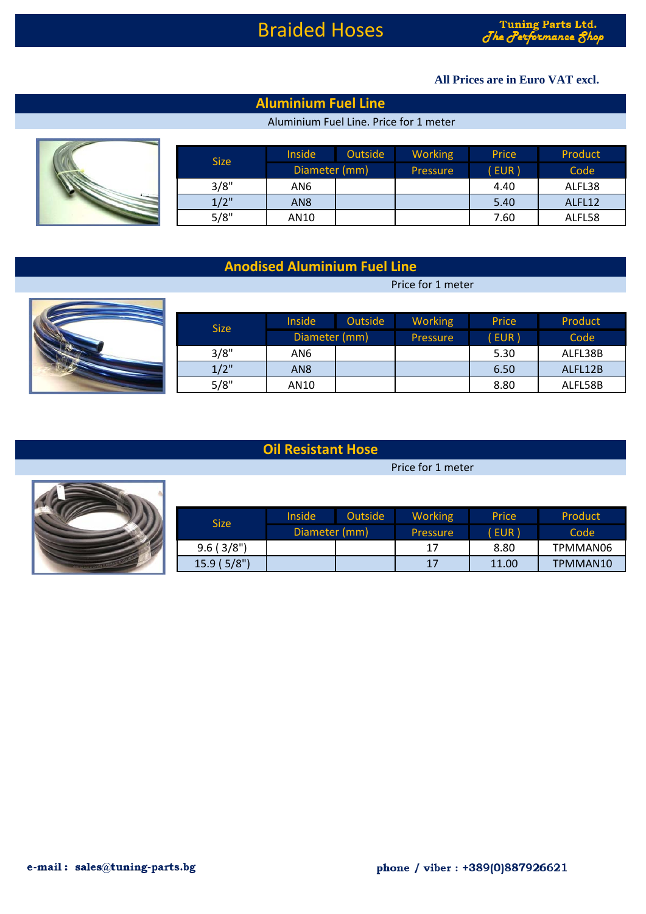# Braided Hoses

**Tuning Parts Ltd.**
*The Performance Shop*

**All Prices are in Euro VAT excl.**

## Aluminium Fuel Line

Aluminium Fuel Line. Price for 1 meter

| Size | Inside | Outside | Working | Price | Product |
|---|---|---|---|---|---|
| | Diameter (mm) | | Pressure | ( EUR ) | Code |
| 3/8" | AN6 | | | 4.40 | ALFL38 |
| 1/2" | AN8 | | | 5.40 | ALFL12 |
| 5/8" | AN10 | | | 7.60 | ALFL58 |

## Anodised Aluminium Fuel Line

Price for 1 meter

| Size | Inside | Outside | Working | Price | Product |
|---|---|---|---|---|---|
| | Diameter (mm) | | Pressure | ( EUR ) | Code |
| 3/8" | AN6 | | | 5.30 | ALFL38B |
| 1/2" | AN8 | | | 6.50 | ALFL12B |
| 5/8" | AN10 | | | 8.80 | ALFL58B |

## Oil Resistant Hose

Price for 1 meter

| Size | Inside | Outside | Working | Price | Product |
|---|---|---|---|---|---|
| | Diameter (mm) | | Pressure | ( EUR ) | Code |
| 9.6 ( 3/8") | | | 17 | 8.80 | TPMMAN06 |
| 15.9 ( 5/8") | | | 17 | 11.00 | TPMMAN10 |

**e-mail : sales@tuning-parts.bg**

**phone / viber : +389(0)887926621**